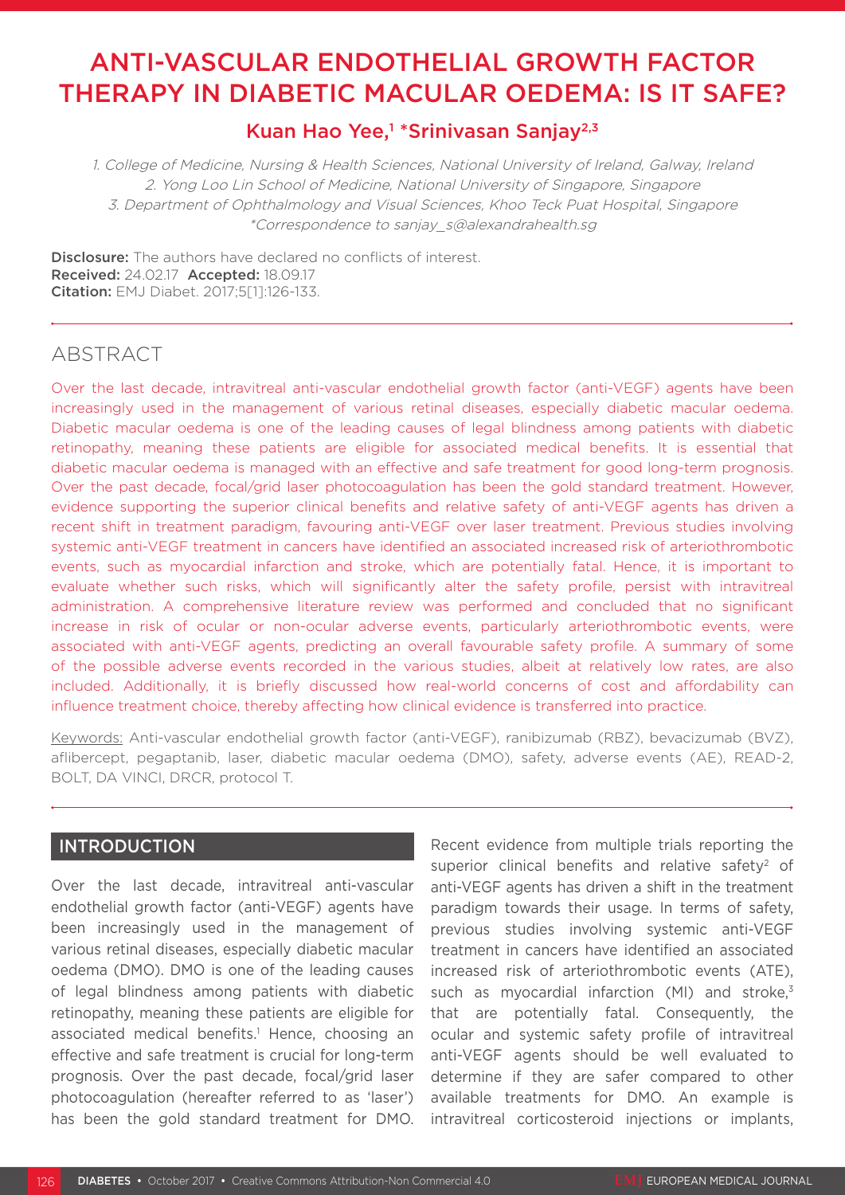# ANTI-VASCULAR ENDOTHELIAL GROWTH FACTOR THERAPY IN DIABETIC MACULAR OEDEMA: IS IT SAFE?

**Kuan Hao Yee,[1] *Srinivasan Sanjay[2,3]**

1. College of Medicine, Nursing & Health Sciences, National University of Ireland, Galway, Ireland
2. Yong Loo Lin School of Medicine, National University of Singapore, Singapore
3. Department of Ophthalmology and Visual Sciences, Khoo Teck Puat Hospital, Singapore

*Correspondence to sanjay_s@alexandrahealth.sg

**Disclosure:** The authors have declared no conflicts of interest.
**Received:** 24.02.17 **Accepted:** 18.09.17
**Citation:** EMJ Diabet. 2017;5[1]:126-133.

## ABSTRACT

Over the last decade, intravitreal anti-vascular endothelial growth factor (anti-VEGF) agents have been increasingly used in the management of various retinal diseases, especially diabetic macular oedema. Diabetic macular oedema is one of the leading causes of legal blindness among patients with diabetic retinopathy, meaning these patients are eligible for associated medical benefits. It is essential that diabetic macular oedema is managed with an effective and safe treatment for good long-term prognosis. Over the past decade, focal/grid laser photocoagulation has been the gold standard treatment. However, evidence supporting the superior clinical benefits and relative safety of anti-VEGF agents has driven a recent shift in treatment paradigm, favouring anti-VEGF over laser treatment. Previous studies involving systemic anti-VEGF treatment in cancers have identified an associated increased risk of arteriothrombotic events, such as myocardial infarction and stroke, which are potentially fatal. Hence, it is important to evaluate whether such risks, which will significantly alter the safety profile, persist with intravitreal administration. A comprehensive literature review was performed and concluded that no significant increase in risk of ocular or non-ocular adverse events, particularly arteriothrombotic events, were associated with anti-VEGF agents, predicting an overall favourable safety profile. A summary of some of the possible adverse events recorded in the various studies, albeit at relatively low rates, are also included. Additionally, it is briefly discussed how real-world concerns of cost and affordability can influence treatment choice, thereby affecting how clinical evidence is transferred into practice.

Keywords: Anti-vascular endothelial growth factor (anti-VEGF), ranibizumab (RBZ), bevacizumab (BVZ), aflibercept, pegaptanib, laser, diabetic macular oedema (DMO), safety, adverse events (AE), READ-2, BOLT, DA VINCI, DRCR, protocol T.

## INTRODUCTION

Over the last decade, intravitreal anti-vascular endothelial growth factor (anti-VEGF) agents have been increasingly used in the management of various retinal diseases, especially diabetic macular oedema (DMO). DMO is one of the leading causes of legal blindness among patients with diabetic retinopathy, meaning these patients are eligible for associated medical benefits.[1] Hence, choosing an effective and safe treatment is crucial for long-term prognosis. Over the past decade, focal/grid laser photocoagulation (hereafter referred to as 'laser') has been the gold standard treatment for DMO. Recent evidence from multiple trials reporting the superior clinical benefits and relative safety[2] of anti-VEGF agents has driven a shift in the treatment paradigm towards their usage. In terms of safety, previous studies involving systemic anti-VEGF treatment in cancers have identified an associated increased risk of arteriothrombotic events (ATE), such as myocardial infarction (MI) and stroke,[3] that are potentially fatal. Consequently, the ocular and systemic safety profile of intravitreal anti-VEGF agents should be well evaluated to determine if they are safer compared to other available treatments for DMO. An example is intravitreal corticosteroid injections or implants,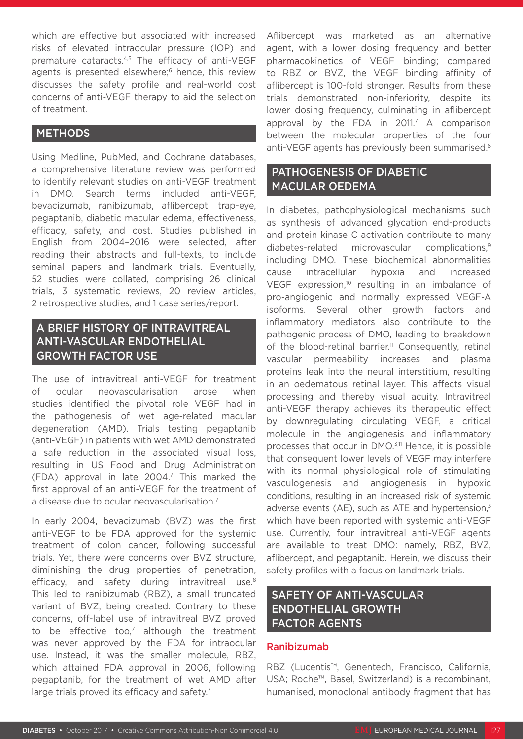which are effective but associated with increased risks of elevated intraocular pressure (IOP) and premature cataracts.[4,5] The efficacy of anti-VEGF agents is presented elsewhere;[6] hence, this review discusses the safety profile and real-world cost concerns of anti-VEGF therapy to aid the selection of treatment.

## METHODS

Using Medline, PubMed, and Cochrane databases, a comprehensive literature review was performed to identify relevant studies on anti-VEGF treatment in DMO. Search terms included anti-VEGF, bevacizumab, ranibizumab, aflibercept, trap-eye, pegaptanib, diabetic macular edema, effectiveness, efficacy, safety, and cost. Studies published in English from 2004–2016 were selected, after reading their abstracts and full-texts, to include seminal papers and landmark trials. Eventually, 52 studies were collated, comprising 26 clinical trials, 3 systematic reviews, 20 review articles, 2 retrospective studies, and 1 case series/report.

## A BRIEF HISTORY OF INTRAVITREAL ANTI-VASCULAR ENDOTHELIAL GROWTH FACTOR USE

The use of intravitreal anti-VEGF for treatment of ocular neovascularisation arose when studies identified the pivotal role VEGF had in the pathogenesis of wet age-related macular degeneration (AMD). Trials testing pegaptanib (anti-VEGF) in patients with wet AMD demonstrated a safe reduction in the associated visual loss, resulting in US Food and Drug Administration (FDA) approval in late 2004.[7] This marked the first approval of an anti-VEGF for the treatment of a disease due to ocular neovascularisation.[7]

In early 2004, bevacizumab (BVZ) was the first anti-VEGF to be FDA approved for the systemic treatment of colon cancer, following successful trials. Yet, there were concerns over BVZ structure, diminishing the drug properties of penetration, efficacy, and safety during intravitreal use.[8] This led to ranibizumab (RBZ), a small truncated variant of BVZ, being created. Contrary to these concerns, off-label use of intravitreal BVZ proved to be effective too,[7] although the treatment was never approved by the FDA for intraocular use. Instead, it was the smaller molecule, RBZ, which attained FDA approval in 2006, following pegaptanib, for the treatment of wet AMD after large trials proved its efficacy and safety.[7]

Aflibercept was marketed as an alternative agent, with a lower dosing frequency and better pharmacokinetics of VEGF binding; compared to RBZ or BVZ, the VEGF binding affinity of aflibercept is 100-fold stronger. Results from these trials demonstrated non-inferiority, despite its lower dosing frequency, culminating in aflibercept approval by the FDA in 2011.[7] A comparison between the molecular properties of the four anti-VEGF agents has previously been summarised.[6]

## PATHOGENESIS OF DIABETIC MACULAR OEDEMA

In diabetes, pathophysiological mechanisms such as synthesis of advanced glycation end-products and protein kinase C activation contribute to many diabetes-related microvascular complications,[9] including DMO. These biochemical abnormalities cause intracellular hypoxia and increased VEGF expression,[10] resulting in an imbalance of pro-angiogenic and normally expressed VEGF-A isoforms. Several other growth factors and inflammatory mediators also contribute to the pathogenic process of DMO, leading to breakdown of the blood-retinal barrier.[11] Consequently, retinal vascular permeability increases and plasma proteins leak into the neural interstitium, resulting in an oedematous retinal layer. This affects visual processing and thereby visual acuity. Intravitreal anti-VEGF therapy achieves its therapeutic effect by downregulating circulating VEGF, a critical molecule in the angiogenesis and inflammatory processes that occur in DMO.[3,11] Hence, it is possible that consequent lower levels of VEGF may interfere with its normal physiological role of stimulating vasculogenesis and angiogenesis in hypoxic conditions, resulting in an increased risk of systemic adverse events (AE), such as ATE and hypertension,[3] which have been reported with systemic anti-VEGF use. Currently, four intravitreal anti-VEGF agents are available to treat DMO: namely, RBZ, BVZ, aflibercept, and pegaptanib. Herein, we discuss their safety profiles with a focus on landmark trials.

## SAFETY OF ANTI-VASCULAR ENDOTHELIAL GROWTH FACTOR AGENTS

### Ranibizumab

RBZ (Lucentis™, Genentech, Francisco, California, USA; Roche™, Basel, Switzerland) is a recombinant, humanised, monoclonal antibody fragment that has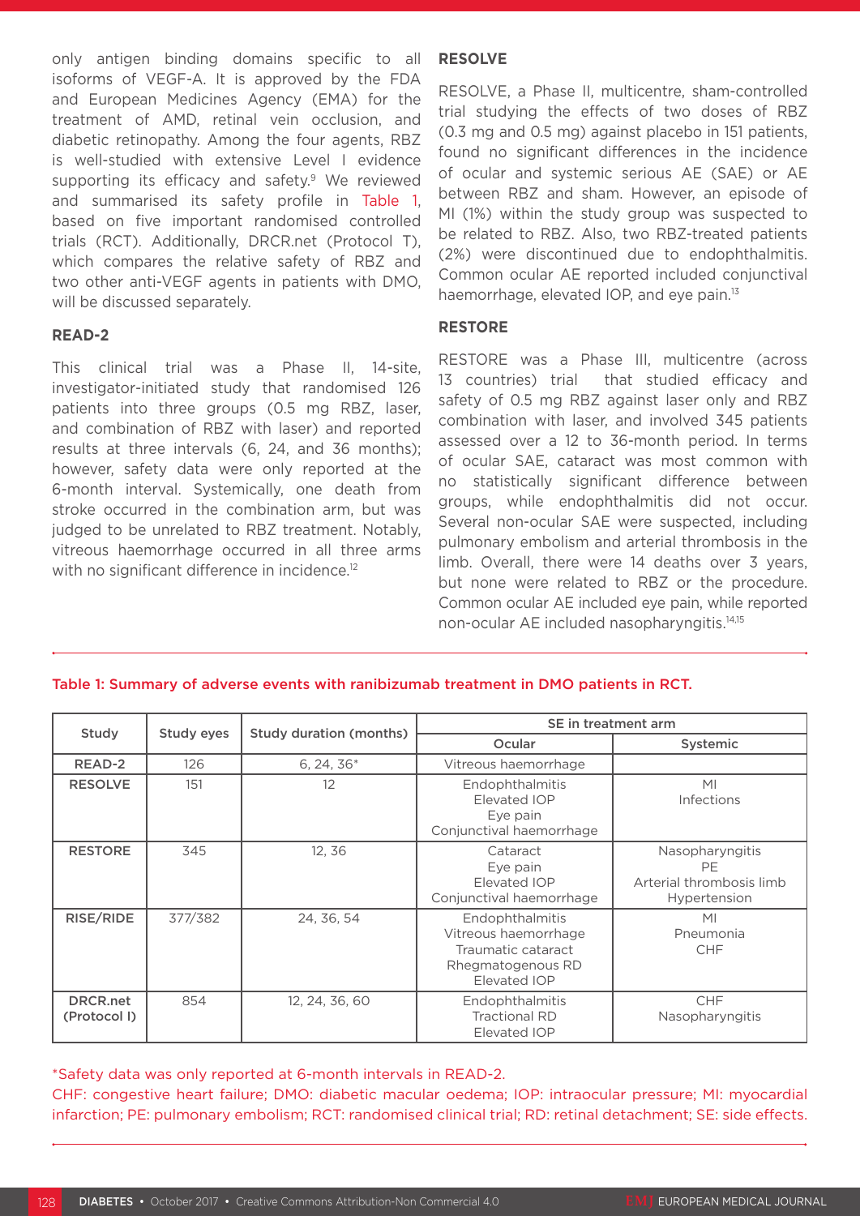only antigen binding domains specific to all isoforms of VEGF-A. It is approved by the FDA and European Medicines Agency (EMA) for the treatment of AMD, retinal vein occlusion, and diabetic retinopathy. Among the four agents, RBZ is well-studied with extensive Level I evidence supporting its efficacy and safety.[9] We reviewed and summarised its safety profile in Table 1, based on five important randomised controlled trials (RCT). Additionally, DRCR.net (Protocol T), which compares the relative safety of RBZ and two other anti-VEGF agents in patients with DMO, will be discussed separately.

### READ-2

This clinical trial was a Phase II, 14-site, investigator-initiated study that randomised 126 patients into three groups (0.5 mg RBZ, laser, and combination of RBZ with laser) and reported results at three intervals (6, 24, and 36 months); however, safety data were only reported at the 6-month interval. Systemically, one death from stroke occurred in the combination arm, but was judged to be unrelated to RBZ treatment. Notably, vitreous haemorrhage occurred in all three arms with no significant difference in incidence.[12]

### RESOLVE

RESOLVE, a Phase II, multicentre, sham-controlled trial studying the effects of two doses of RBZ (0.3 mg and 0.5 mg) against placebo in 151 patients, found no significant differences in the incidence of ocular and systemic serious AE (SAE) or AE between RBZ and sham. However, an episode of MI (1%) within the study group was suspected to be related to RBZ. Also, two RBZ-treated patients (2%) were discontinued due to endophthalmitis. Common ocular AE reported included conjunctival haemorrhage, elevated IOP, and eye pain.[13]

### RESTORE

RESTORE was a Phase III, multicentre (across 13 countries) trial that studied efficacy and safety of 0.5 mg RBZ against laser only and RBZ combination with laser, and involved 345 patients assessed over a 12 to 36-month period. In terms of ocular SAE, cataract was most common with no statistically significant difference between groups, while endophthalmitis did not occur. Several non-ocular SAE were suspected, including pulmonary embolism and arterial thrombosis in the limb. Overall, there were 14 deaths over 3 years, but none were related to RBZ or the procedure. Common ocular AE included eye pain, while reported non-ocular AE included nasopharyngitis.[14,15]

**Table 1: Summary of adverse events with ranibizumab treatment in DMO patients in RCT.**

| Study | Study eyes | Study duration (months) | SE in treatment arm | |
|---|---|---|---|---|
| | | | Ocular | Systemic |
| READ-2 | 126 | 6, 24, 36* | Vitreous haemorrhage | |
| RESOLVE | 151 | 12 | Endophthalmitis<br>Elevated IOP<br>Eye pain<br>Conjunctival haemorrhage | MI<br>Infections |
| RESTORE | 345 | 12, 36 | Cataract<br>Eye pain<br>Elevated IOP<br>Conjunctival haemorrhage | Nasopharyngitis<br>PE<br>Arterial thrombosis limb<br>Hypertension |
| RISE/RIDE | 377/382 | 24, 36, 54 | Endophthalmitis<br>Vitreous haemorrhage<br>Traumatic cataract<br>Rhegmatogenous RD<br>Elevated IOP | MI<br>Pneumonia<br>CHF |
| DRCR.net (Protocol I) | 854 | 12, 24, 36, 60 | Endophthalmitis<br>Tractional RD<br>Elevated IOP | CHF<br>Nasopharyngitis |

*Safety data was only reported at 6-month intervals in READ-2.
CHF: congestive heart failure; DMO: diabetic macular oedema; IOP: intraocular pressure; MI: myocardial infarction; PE: pulmonary embolism; RCT: randomised clinical trial; RD: retinal detachment; SE: side effects.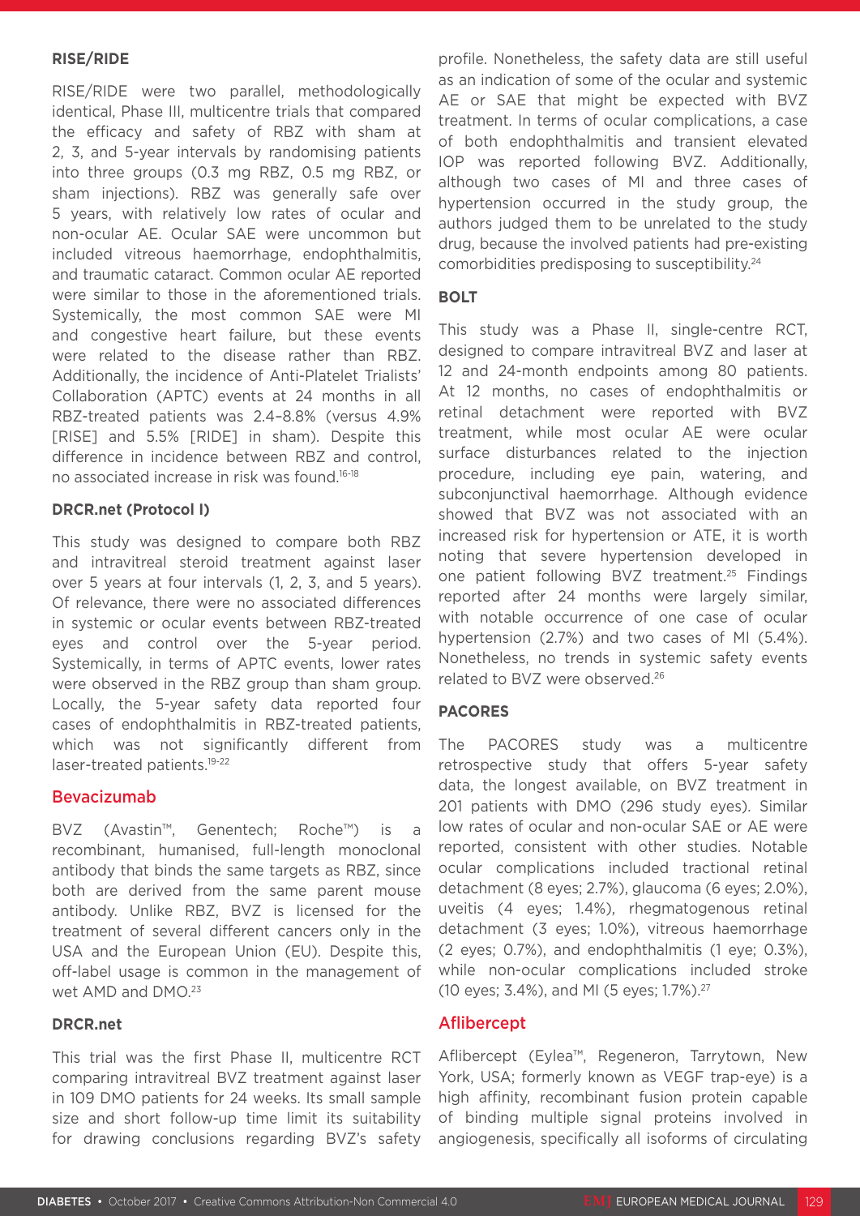### RISE/RIDE

RISE/RIDE were two parallel, methodologically identical, Phase III, multicentre trials that compared the efficacy and safety of RBZ with sham at 2, 3, and 5-year intervals by randomising patients into three groups (0.3 mg RBZ, 0.5 mg RBZ, or sham injections). RBZ was generally safe over 5 years, with relatively low rates of ocular and non-ocular AE. Ocular SAE were uncommon but included vitreous haemorrhage, endophthalmitis, and traumatic cataract. Common ocular AE reported were similar to those in the aforementioned trials. Systemically, the most common SAE were MI and congestive heart failure, but these events were related to the disease rather than RBZ. Additionally, the incidence of Anti-Platelet Trialists' Collaboration (APTC) events at 24 months in all RBZ-treated patients was 2.4–8.8% (versus 4.9% [RISE] and 5.5% [RIDE] in sham). Despite this difference in incidence between RBZ and control, no associated increase in risk was found.[16-18]

### DRCR.net (Protocol I)

This study was designed to compare both RBZ and intravitreal steroid treatment against laser over 5 years at four intervals (1, 2, 3, and 5 years). Of relevance, there were no associated differences in systemic or ocular events between RBZ-treated eyes and control over the 5-year period. Systemically, in terms of APTC events, lower rates were observed in the RBZ group than sham group. Locally, the 5-year safety data reported four cases of endophthalmitis in RBZ-treated patients, which was not significantly different from laser-treated patients.[19-22]

## Bevacizumab

BVZ (Avastin™, Genentech; Roche™) is a recombinant, humanised, full-length monoclonal antibody that binds the same targets as RBZ, since both are derived from the same parent mouse antibody. Unlike RBZ, BVZ is licensed for the treatment of several different cancers only in the USA and the European Union (EU). Despite this, off-label usage is common in the management of wet AMD and DMO.[23]

### DRCR.net

This trial was the first Phase II, multicentre RCT comparing intravitreal BVZ treatment against laser in 109 DMO patients for 24 weeks. Its small sample size and short follow-up time limit its suitability for drawing conclusions regarding BVZ's safety profile. Nonetheless, the safety data are still useful as an indication of some of the ocular and systemic AE or SAE that might be expected with BVZ treatment. In terms of ocular complications, a case of both endophthalmitis and transient elevated IOP was reported following BVZ. Additionally, although two cases of MI and three cases of hypertension occurred in the study group, the authors judged them to be unrelated to the study drug, because the involved patients had pre-existing comorbidities predisposing to susceptibility.[24]

### BOLT

This study was a Phase II, single-centre RCT, designed to compare intravitreal BVZ and laser at 12 and 24-month endpoints among 80 patients. At 12 months, no cases of endophthalmitis or retinal detachment were reported with BVZ treatment, while most ocular AE were ocular surface disturbances related to the injection procedure, including eye pain, watering, and subconjunctival haemorrhage. Although evidence showed that BVZ was not associated with an increased risk for hypertension or ATE, it is worth noting that severe hypertension developed in one patient following BVZ treatment.[25] Findings reported after 24 months were largely similar, with notable occurrence of one case of ocular hypertension (2.7%) and two cases of MI (5.4%). Nonetheless, no trends in systemic safety events related to BVZ were observed.[26]

### PACORES

The PACORES study was a multicentre retrospective study that offers 5-year safety data, the longest available, on BVZ treatment in 201 patients with DMO (296 study eyes). Similar low rates of ocular and non-ocular SAE or AE were reported, consistent with other studies. Notable ocular complications included tractional retinal detachment (8 eyes; 2.7%), glaucoma (6 eyes; 2.0%), uveitis (4 eyes; 1.4%), rhegmatogenous retinal detachment (3 eyes; 1.0%), vitreous haemorrhage (2 eyes; 0.7%), and endophthalmitis (1 eye; 0.3%), while non-ocular complications included stroke (10 eyes; 3.4%), and MI (5 eyes; 1.7%).[27]

## Aflibercept

Aflibercept (Eylea™, Regeneron, Tarrytown, New York, USA; formerly known as VEGF trap-eye) is a high affinity, recombinant fusion protein capable of binding multiple signal proteins involved in angiogenesis, specifically all isoforms of circulating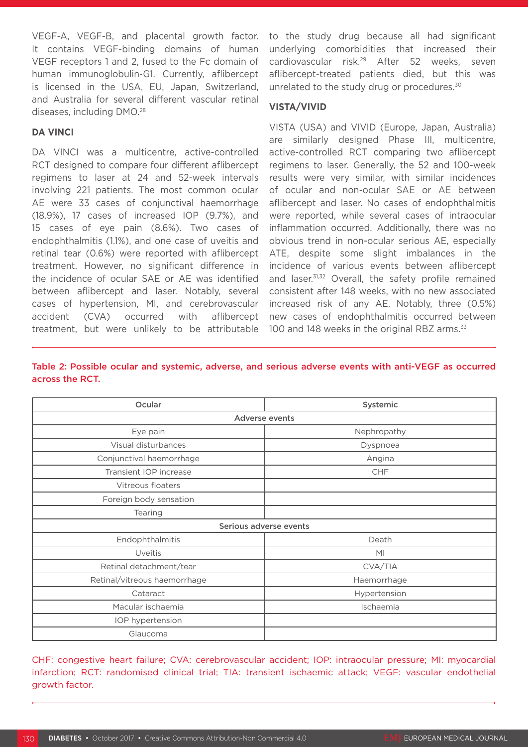VEGF-A, VEGF-B, and placental growth factor. It contains VEGF-binding domains of human VEGF receptors 1 and 2, fused to the Fc domain of human immunoglobulin-G1. Currently, aflibercept is licensed in the USA, EU, Japan, Switzerland, and Australia for several different vascular retinal diseases, including DMO.[28]

### DA VINCI

DA VINCI was a multicentre, active-controlled RCT designed to compare four different aflibercept regimens to laser at 24 and 52-week intervals involving 221 patients. The most common ocular AE were 33 cases of conjunctival haemorrhage (18.9%), 17 cases of increased IOP (9.7%), and 15 cases of eye pain (8.6%). Two cases of endophthalmitis (1.1%), and one case of uveitis and retinal tear (0.6%) were reported with aflibercept treatment. However, no significant difference in the incidence of ocular SAE or AE was identified between aflibercept and laser. Notably, several cases of hypertension, MI, and cerebrovascular accident (CVA) occurred with aflibercept treatment, but were unlikely to be attributable to the study drug because all had significant underlying comorbidities that increased their cardiovascular risk.[29] After 52 weeks, seven aflibercept-treated patients died, but this was unrelated to the study drug or procedures.[30]

### VISTA/VIVID

VISTA (USA) and VIVID (Europe, Japan, Australia) are similarly designed Phase III, multicentre, active-controlled RCT comparing two aflibercept regimens to laser. Generally, the 52 and 100-week results were very similar, with similar incidences of ocular and non-ocular SAE or AE between aflibercept and laser. No cases of endophthalmitis were reported, while several cases of intraocular inflammation occurred. Additionally, there was no obvious trend in non-ocular serious AE, especially ATE, despite some slight imbalances in the incidence of various events between aflibercept and laser.[31,32] Overall, the safety profile remained consistent after 148 weeks, with no new associated increased risk of any AE. Notably, three (0.5%) new cases of endophthalmitis occurred between 100 and 148 weeks in the original RBZ arms.[33]

**Table 2: Possible ocular and systemic, adverse, and serious adverse events with anti-VEGF as occurred across the RCT.**

| Ocular | Systemic |
|---|---|
| **Adverse events** | |
| Eye pain | Nephropathy |
| Visual disturbances | Dyspnoea |
| Conjunctival haemorrhage | Angina |
| Transient IOP increase | CHF |
| Vitreous floaters | |
| Foreign body sensation | |
| Tearing | |
| **Serious adverse events** | |
| Endophthalmitis | Death |
| Uveitis | MI |
| Retinal detachment/tear | CVA/TIA |
| Retinal/vitreous haemorrhage | Haemorrhage |
| Cataract | Hypertension |
| Macular ischaemia | Ischaemia |
| IOP hypertension | |
| Glaucoma | |

CHF: congestive heart failure; CVA: cerebrovascular accident; IOP: intraocular pressure; MI: myocardial infarction; RCT: randomised clinical trial; TIA: transient ischaemic attack; VEGF: vascular endothelial growth factor.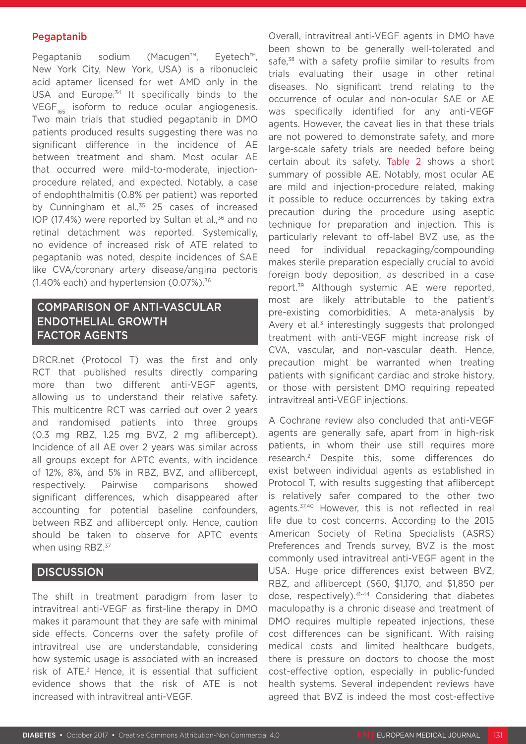### Pegaptanib

Pegaptanib sodium (Macugen™, Eyetech™, New York City, New York, USA) is a ribonucleic acid aptamer licensed for wet AMD only in the USA and Europe.[34] It specifically binds to the $VEGF_{165}$ isoform to reduce ocular angiogenesis. Two main trials that studied pegaptanib in DMO patients produced results suggesting there was no significant difference in the incidence of AE between treatment and sham. Most ocular AE that occurred were mild-to-moderate, injection-procedure related, and expected. Notably, a case of endophthalmitis (0.8% per patient) was reported by Cunningham et al.,[35] 25 cases of increased IOP (17.4%) were reported by Sultan et al.,[36] and no retinal detachment was reported. Systemically, no evidence of increased risk of ATE related to pegaptanib was noted, despite incidences of SAE like CVA/coronary artery disease/angina pectoris (1.40% each) and hypertension (0.07%).[36]

## COMPARISON OF ANTI-VASCULAR ENDOTHELIAL GROWTH FACTOR AGENTS

DRCR.net (Protocol T) was the first and only RCT that published results directly comparing more than two different anti-VEGF agents, allowing us to understand their relative safety. This multicentre RCT was carried out over 2 years and randomised patients into three groups (0.3 mg RBZ, 1.25 mg BVZ, 2 mg aflibercept). Incidence of all AE over 2 years was similar across all groups except for APTC events, with incidence of 12%, 8%, and 5% in RBZ, BVZ, and aflibercept, respectively. Pairwise comparisons showed significant differences, which disappeared after accounting for potential baseline confounders, between RBZ and aflibercept only. Hence, caution should be taken to observe for APTC events when using RBZ.[37]

## DISCUSSION

The shift in treatment paradigm from laser to intravitreal anti-VEGF as first-line therapy in DMO makes it paramount that they are safe with minimal side effects. Concerns over the safety profile of intravitreal use are understandable, considering how systemic usage is associated with an increased risk of ATE.[3] Hence, it is essential that sufficient evidence shows that the risk of ATE is not increased with intravitreal anti-VEGF.

Overall, intravitreal anti-VEGF agents in DMO have been shown to be generally well-tolerated and safe,[38] with a safety profile similar to results from trials evaluating their usage in other retinal diseases. No significant trend relating to the occurrence of ocular and non-ocular SAE or AE was specifically identified for any anti-VEGF agents. However, the caveat lies in that these trials are not powered to demonstrate safety, and more large-scale safety trials are needed before being certain about its safety. Table 2 shows a short summary of possible AE. Notably, most ocular AE are mild and injection-procedure related, making it possible to reduce occurrences by taking extra precaution during the procedure using aseptic technique for preparation and injection. This is particularly relevant to off-label BVZ use, as the need for individual repackaging/compounding makes sterile preparation especially crucial to avoid foreign body deposition, as described in a case report.[39] Although systemic AE were reported, most are likely attributable to the patient's pre-existing comorbidities. A meta-analysis by Avery et al.[3] interestingly suggests that prolonged treatment with anti-VEGF might increase risk of CVA, vascular, and non-vascular death. Hence, precaution might be warranted when treating patients with significant cardiac and stroke history, or those with persistent DMO requiring repeated intravitreal anti-VEGF injections.

A Cochrane review also concluded that anti-VEGF agents are generally safe, apart from in high-risk patients, in whom their use still requires more research.[2] Despite this, some differences do exist between individual agents as established in Protocol T, with results suggesting that aflibercept is relatively safer compared to the other two agents.[37,40] However, this is not reflected in real life due to cost concerns. According to the 2015 American Society of Retina Specialists (ASRS) Preferences and Trends survey, BVZ is the most commonly used intravitreal anti-VEGF agent in the USA. Huge price differences exist between BVZ, RBZ, and aflibercept ($60, $1,170, and $1,850 per dose, respectively).[41-44] Considering that diabetes maculopathy is a chronic disease and treatment of DMO requires multiple repeated injections, these cost differences can be significant. With raising medical costs and limited healthcare budgets, there is pressure on doctors to choose the most cost-effective option, especially in public-funded health systems. Several independent reviews have agreed that BVZ is indeed the most cost-effective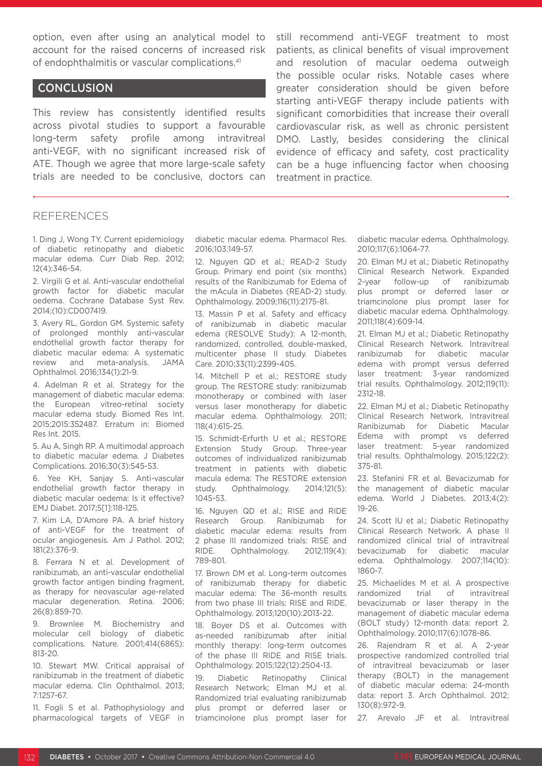option, even after using an analytical model to account for the raised concerns of increased risk of endophthalmitis or vascular complications.[41]

## CONCLUSION

This review has consistently identified results across pivotal studies to support a favourable long-term safety profile among intravitreal anti-VEGF, with no significant increased risk of ATE. Though we agree that more large-scale safety trials are needed to be conclusive, doctors can still recommend anti-VEGF treatment to most patients, as clinical benefits of visual improvement and resolution of macular oedema outweigh the possible ocular risks. Notable cases where greater consideration should be given before starting anti-VEGF therapy include patients with significant comorbidities that increase their overall cardiovascular risk, as well as chronic persistent DMO. Lastly, besides considering the clinical evidence of efficacy and safety, cost practicality can be a huge influencing factor when choosing treatment in practice.

## REFERENCES

1. Ding J, Wong TY. Current epidemiology of diabetic retinopathy and diabetic macular edema. Curr Diab Rep. 2012; 12(4):346-54.

2. Virgili G et al. Anti-vascular endothelial growth factor for diabetic macular oedema. Cochrane Database Syst Rev. 2014;(10):CD007419.

3. Avery RL, Gordon GM. Systemic safety of prolonged monthly anti-vascular endothelial growth factor therapy for diabetic macular edema: A systematic review and meta-analysis. JAMA Ophthalmol. 2016;134(1):21-9.

4. Adelman R et al. Strategy for the management of diabetic macular edema: the European vitreo-retinal society macular edema study. Biomed Res Int. 2015;2015:352487. Erratum in: Biomed Res Int. 2015.

5. Au A, Singh RP. A multimodal approach to diabetic macular edema. J Diabetes Complications. 2016;30(3):545-53.

6. Yee KH, Sanjay S. Anti-vascular endothelial growth factor therapy in diabetic macular oedema: Is it effective? EMJ Diabet. 2017;5[1]:118-125.

7. Kim LA, D'Amore PA. A brief history of anti-VEGF for the treatment of ocular angiogenesis. Am J Pathol. 2012; 181(2):376-9.

8. Ferrara N et al. Development of ranibizumab, an anti-vascular endothelial growth factor antigen binding fragment, as therapy for neovascular age-related macular degeneration. Retina. 2006; 26(8):859-70.

9. Brownlee M. Biochemistry and molecular cell biology of diabetic complications. Nature. 2001;414(6865): 813-20.

10. Stewart MW. Critical appraisal of ranibizumab in the treatment of diabetic macular edema. Clin Ophthalmol. 2013; 7:1257-67.

11. Fogli S et al. Pathophysiology and pharmacological targets of VEGF in diabetic macular edema. Pharmacol Res. 2016;103:149-57.

12. Nguyen QD et al.; READ-2 Study Group. Primary end point (six months) results of the Ranibizumab for Edema of the mAcula in Diabetes (READ-2) study. Ophthalmology. 2009;116(11):2175-81.

13. Massin P et al. Safety and efficacy of ranibizumab in diabetic macular edema (RESOLVE Study): A 12-month, randomized, controlled, double-masked, multicenter phase II study. Diabetes Care. 2010;33(11):2399-405.

14. Mitchell P et al.; RESTORE study group. The RESTORE study: ranibizumab monotherapy or combined with laser versus laser monotherapy for diabetic macular edema. Ophthalmology. 2011; 118(4):615-25.

15. Schmidt-Erfurth U et al.; RESTORE Extension Study Group. Three-year outcomes of individualized ranibizumab treatment in patients with diabetic macula edema: The RESTORE extension study. Ophthalmology. 2014;121(5): 1045-53.

16. Nguyen QD et al.; RISE and RIDE Research Group. Ranibizumab for diabetic macular edema: results from 2 phase III randomized trials: RISE and RIDE. Ophthalmology. 2012;119(4): 789-801.

17. Brown DM et al. Long-term outcomes of ranibizumab therapy for diabetic macular edema: The 36-month results from two phase III trials: RISE and RIDE. Ophthalmology. 2013;120(10):2013-22.

18. Boyer DS et al. Outcomes with as-needed ranibizumab after initial monthly therapy: long-term outcomes of the phase III RIDE and RISE trials. Ophthalmology. 2015;122(12):2504-13.

19. Diabetic Retinopathy Clinical Research Network; Elman MJ et al. Randomized trial evaluating ranibizumab plus prompt or deferred laser or triamcinolone plus prompt laser for diabetic macular edema. Ophthalmology. 2010;117(6):1064-77.

20. Elman MJ et al.; Diabetic Retinopathy Clinical Research Network. Expanded 2-year follow-up of ranibizumab plus prompt or deferred laser or triamcinolone plus prompt laser for diabetic macular edema. Ophthalmology. 2011;118(4):609-14.

21. Elman MJ et al.; Diabetic Retinopathy Clinical Research Network. Intravitreal ranibizumab for diabetic macular edema with prompt versus deferred laser treatment: 3-year randomized trial results. Ophthalmology. 2012;119(11): 2312-18.

22. Elman MJ et al.; Diabetic Retinopathy Clinical Research Network. Intravitreal Ranibizumab for Diabetic Macular Edema with prompt vs deferred laser treatment: 5-year randomized trial results. Ophthalmology. 2015;122(2): 375-81.

23. Stefanini FR et al. Bevacizumab for the management of diabetic macular edema. World J Diabetes. 2013;4(2): 19-26.

24. Scott IU et al.; Diabetic Retinopathy Clinical Research Network. A phase II randomized clinical trial of intravitreal bevacizumab for diabetic macular edema. Ophthalmology. 2007;114(10): 1860-7.

25. Michaelides M et al. A prospective randomized trial of intravitreal bevacizumab or laser therapy in the management of diabetic macular edema (BOLT study) 12-month data: report 2. Ophthalmology. 2010;117(6):1078-86.

26. Rajendram R et al. A 2-year prospective randomized controlled trial of intravitreal bevacizumab or laser therapy (BOLT) in the management of diabetic macular edema: 24-month data: report 3. Arch Ophthalmol. 2012; 130(8):972-9.

27. Arevalo JF et al. Intravitreal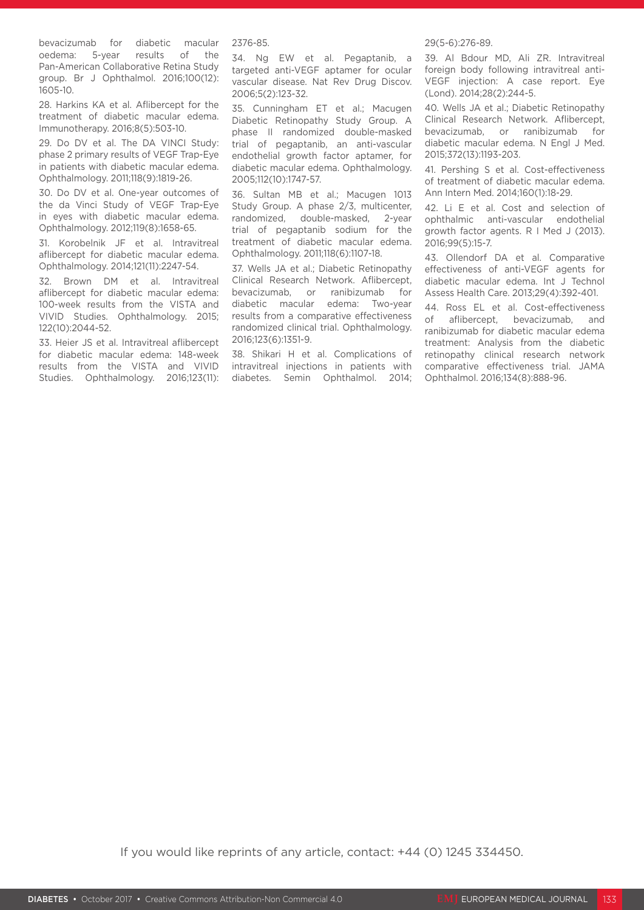bevacizumab for diabetic macular oedema: 5-year results of the Pan-American Collaborative Retina Study group. Br J Ophthalmol. 2016;100(12):1605-10.

28. Harkins KA et al. Aflibercept for the treatment of diabetic macular edema. Immunotherapy. 2016;8(5):503-10.

29. Do DV et al. The DA VINCI Study: phase 2 primary results of VEGF Trap-Eye in patients with diabetic macular edema. Ophthalmology. 2011;118(9):1819-26.

30. Do DV et al. One-year outcomes of the da Vinci Study of VEGF Trap-Eye in eyes with diabetic macular edema. Ophthalmology. 2012;119(8):1658-65.

31. Korobelnik JF et al. Intravitreal aflibercept for diabetic macular edema. Ophthalmology. 2014;121(11):2247-54.

32. Brown DM et al. Intravitreal aflibercept for diabetic macular edema: 100-week results from the VISTA and VIVID Studies. Ophthalmology. 2015;122(10):2044-52.

33. Heier JS et al. Intravitreal aflibercept for diabetic macular edema: 148-week results from the VISTA and VIVID Studies. Ophthalmology. 2016;123(11):2376-85.

34. Ng EW et al. Pegaptanib, a targeted anti-VEGF aptamer for ocular vascular disease. Nat Rev Drug Discov. 2006;5(2):123-32.

35. Cunningham ET et al.; Macugen Diabetic Retinopathy Study Group. A phase II randomized double-masked trial of pegaptanib, an anti-vascular endothelial growth factor aptamer, for diabetic macular edema. Ophthalmology. 2005;112(10):1747-57.

36. Sultan MB et al.; Macugen 1013 Study Group. A phase 2/3, multicenter, randomized, double-masked, 2-year trial of pegaptanib sodium for the treatment of diabetic macular edema. Ophthalmology. 2011;118(6):1107-18.

37. Wells JA et al.; Diabetic Retinopathy Clinical Research Network. Aflibercept, bevacizumab, or ranibizumab for diabetic macular edema: Two-year results from a comparative effectiveness randomized clinical trial. Ophthalmology. 2016;123(6):1351-9.

38. Shikari H et al. Complications of intravitreal injections in patients with diabetes. Semin Ophthalmol. 2014;29(5-6):276-89.

39. Al Bdour MD, Ali ZR. Intravitreal foreign body following intravitreal anti-VEGF injection: A case report. Eye (Lond). 2014;28(2):244-5.

40. Wells JA et al.; Diabetic Retinopathy Clinical Research Network. Aflibercept, bevacizumab, or ranibizumab for diabetic macular edema. N Engl J Med. 2015;372(13):1193-203.

41. Pershing S et al. Cost-effectiveness of treatment of diabetic macular edema. Ann Intern Med. 2014;160(1):18-29.

42. Li E et al. Cost and selection of ophthalmic anti-vascular endothelial growth factor agents. R I Med J (2013). 2016;99(5):15-7.

43. Ollendorf DA et al. Comparative effectiveness of anti-VEGF agents for diabetic macular edema. Int J Technol Assess Health Care. 2013;29(4):392-401.

44. Ross EL et al. Cost-effectiveness of aflibercept, bevacizumab, and ranibizumab for diabetic macular edema treatment: Analysis from the diabetic retinopathy clinical research network comparative effectiveness trial. JAMA Ophthalmol. 2016;134(8):888-96.

If you would like reprints of any article, contact: +44 (0) 1245 334450.